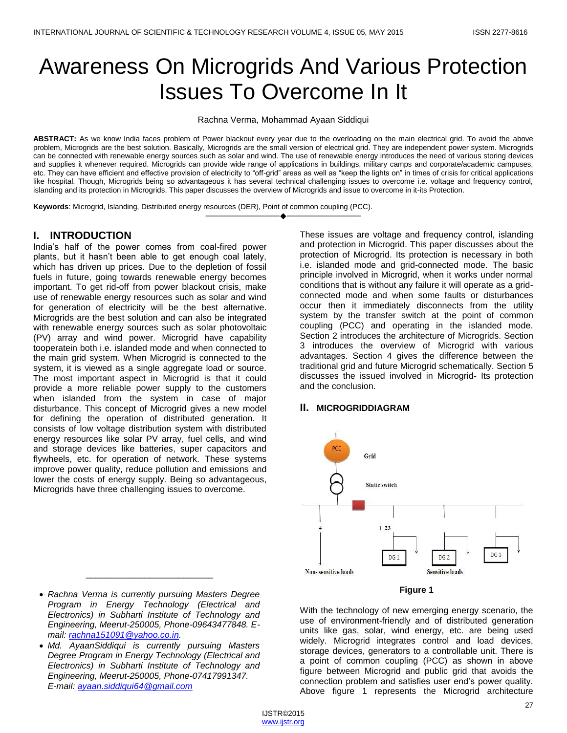# Awareness On Microgrids And Various Protection Issues To Overcome In It

Rachna Verma, Mohammad Ayaan Siddiqui

**ABSTRACT:** As we know India faces problem of Power blackout every year due to the overloading on the main electrical grid. To avoid the above problem, Microgrids are the best solution. Basically, Microgrids are the small version of electrical grid. They are independent power system. Microgrids can be connected with renewable energy sources such as solar and wind. The use of renewable energy introduces the need of various storing devices and supplies it whenever required. Microgrids can provide wide range of applications in buildings, military camps and corporate/academic campuses, etc. They can have efficient and effective provision of electricity to "off-grid" areas as well as "keep the lights on" in times of crisis for critical applications like hospital. Though, Microgrids being so advantageous it has several technical challenging issues to overcome i.e. voltage and frequency control, islanding and its protection in Microgrids. This paper discusses the overview of Microgrids and issue to overcome in it-its Protection.

**Keywords**: Microgrid, Islanding, Distributed energy resources (DER), Point of common coupling (PCC).

## I. INTRODUCTION

India's half of the power comes from coal-fired power plants, but it hasn't been able to get enough coal lately, which has driven up prices. Due to the depletion of fossil fuels in future, going towards renewable energy becomes important. To get rid-off from power blackout crisis, make use of renewable energy resources such as solar and wind for generation of electricity will be the best alternative. Microgrids are the best solution and can also be integrated with renewable energy sources such as solar photovoltaic (PV) array and wind power. Microgrid have capability tooperatein both i.e. islanded mode and when connected to the main grid system. When Microgrid is connected to the system, it is viewed as a single aggregate load or source. The most important aspect in Microgrid is that it could provide a more reliable power supply to the customers when islanded from the system in case of major disturbance. This concept of Microgrid gives a new model for defining the operation of distributed generation. It consists of low voltage distribution system with distributed energy resources like solar PV array, fuel cells, and wind and storage devices like batteries, super capacitors and flywheels, etc. for operation of network. These systems improve power quality, reduce pollution and emissions and lower the costs of energy supply. Being so advantageous, Microgrids have three challenging issues to overcome. These issues are voltage and frequency control, islanding and protection in Microgrid. This paper discusses about the protection of Microgrid. Its protection is necessary in both i.e. islanded mode and grid-connected mode. The basic principle involved in Microgrid, when it works under normal conditions that is without any failure it will operate as a grid-connected mode and when some faults or disturbances occur then it immediately disconnects from the utility system by the transfer switch at the point of common coupling (PCC) and operating in the islanded mode. Section 2 introduces the architecture of Microgrids. Section 3 introduces the overview of Microgrid with various advantages. Section 4 gives the difference between the traditional grid and future Microgrid schematically. Section 5 discusses the issued involved in Microgrid- Its protection and the conclusion.

- *Rachna Verma is currently pursuing Masters Degree Program in Energy Technology (Electrical and Electronics) in Subharti Institute of Technology and Engineering, Meerut-250005, Phone-09643477848. E-mail: rachna151091@yahoo.co.in.*
- *Md. AyaanSiddiqui is currently pursuing Masters Degree Program in Energy Technology (Electrical and Electronics) in Subharti Institute of Technology and Engineering, Meerut-250005, Phone-07417991347. E-mail: ayaan.siddiqui64@gmail.com*

## II. MICROGRIDDIAGRAM

Figure 1

With the technology of new emerging energy scenario, the use of environment-friendly and of distributed generation units like gas, solar, wind energy, etc. are being used widely. Microgrid integrates control and load devices, storage devices, generators to a controllable unit. There is a point of common coupling (PCC) as shown in above figure between Microgrid and public grid that avoids the connection problem and satisfies user end's power quality. Above figure 1 represents the Microgrid architecture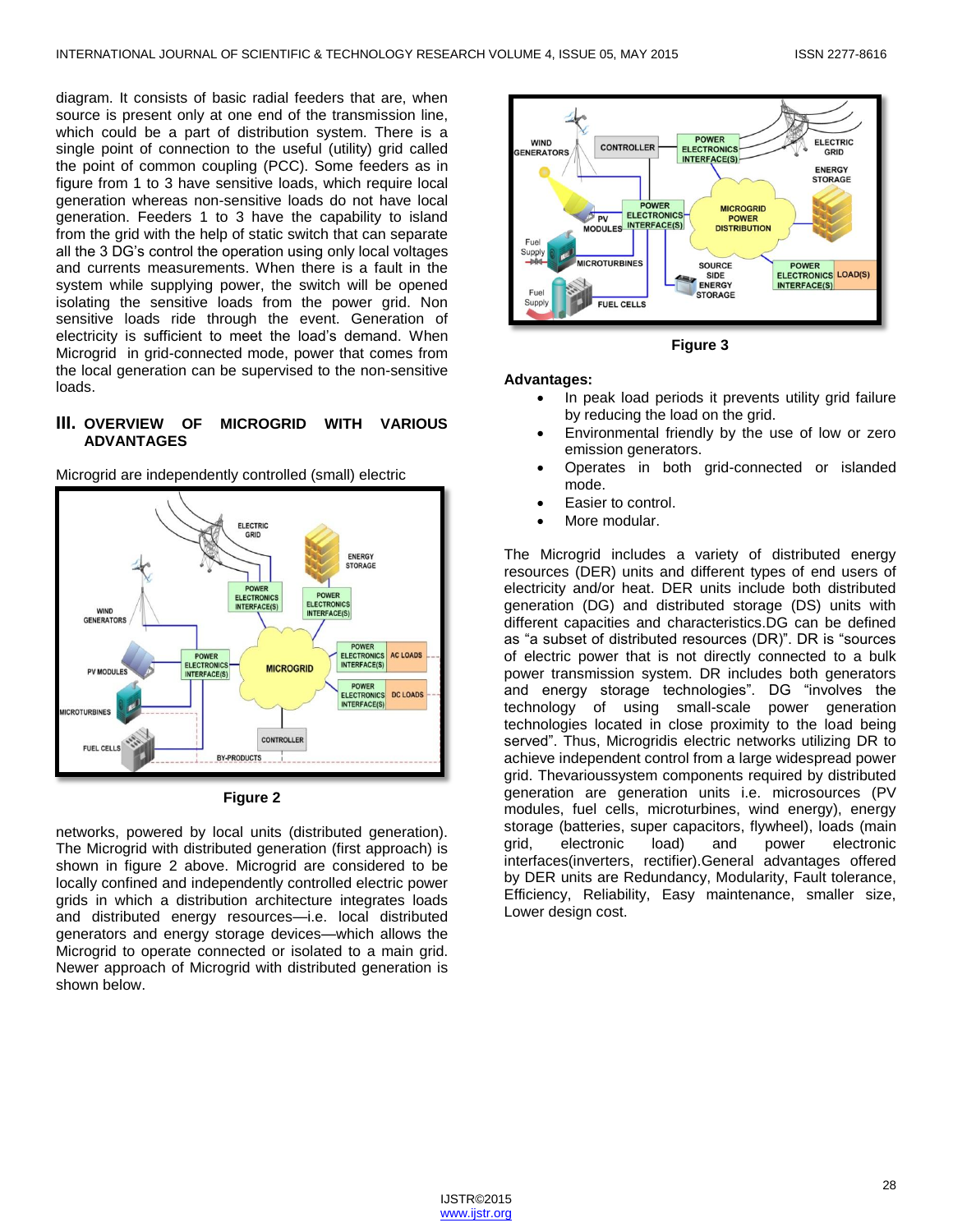diagram. It consists of basic radial feeders that are, when source is present only at one end of the transmission line, which could be a part of distribution system. There is a single point of connection to the useful (utility) grid called the point of common coupling (PCC). Some feeders as in figure from 1 to 3 have sensitive loads, which require local generation whereas non-sensitive loads do not have local generation. Feeders 1 to 3 have the capability to island from the grid with the help of static switch that can separate all the 3 DG's control the operation using only local voltages and currents measurements. When there is a fault in the system while supplying power, the switch will be opened isolating the sensitive loads from the power grid. Non sensitive loads ride through the event. Generation of electricity is sufficient to meet the load's demand. When Microgrid in grid-connected mode, power that comes from the local generation can be supervised to the non-sensitive loads.

## III. OVERVIEW OF MICROGRID WITH VARIOUS ADVANTAGES

Microgrid are independently controlled (small) electric

**Figure 2**

networks, powered by local units (distributed generation). The Microgrid with distributed generation (first approach) is shown in figure 2 above. Microgrid are considered to be locally confined and independently controlled electric power grids in which a distribution architecture integrates loads and distributed energy resources—i.e. local distributed generators and energy storage devices—which allows the Microgrid to operate connected or isolated to a main grid. Newer approach of Microgrid with distributed generation is shown below.

**Figure 3**

**Advantages:**

- In peak load periods it prevents utility grid failure by reducing the load on the grid.
- Environmental friendly by the use of low or zero emission generators.
- Operates in both grid-connected or islanded mode.
- Easier to control.
- More modular.

The Microgrid includes a variety of distributed energy resources (DER) units and different types of end users of electricity and/or heat. DER units include both distributed generation (DG) and distributed storage (DS) units with different capacities and characteristics.DG can be defined as "a subset of distributed resources (DR)". DR is "sources of electric power that is not directly connected to a bulk power transmission system. DR includes both generators and energy storage technologies". DG "involves the technology of using small-scale power generation technologies located in close proximity to the load being served". Thus, Microgridis electric networks utilizing DR to achieve independent control from a large widespread power grid. Thevarioussystem components required by distributed generation are generation units i.e. microsources (PV modules, fuel cells, microturbines, wind energy), energy storage (batteries, super capacitors, flywheel), loads (main grid, electronic load) and power electronic interfaces(inverters, rectifier).General advantages offered by DER units are Redundancy, Modularity, Fault tolerance, Efficiency, Reliability, Easy maintenance, smaller size, Lower design cost.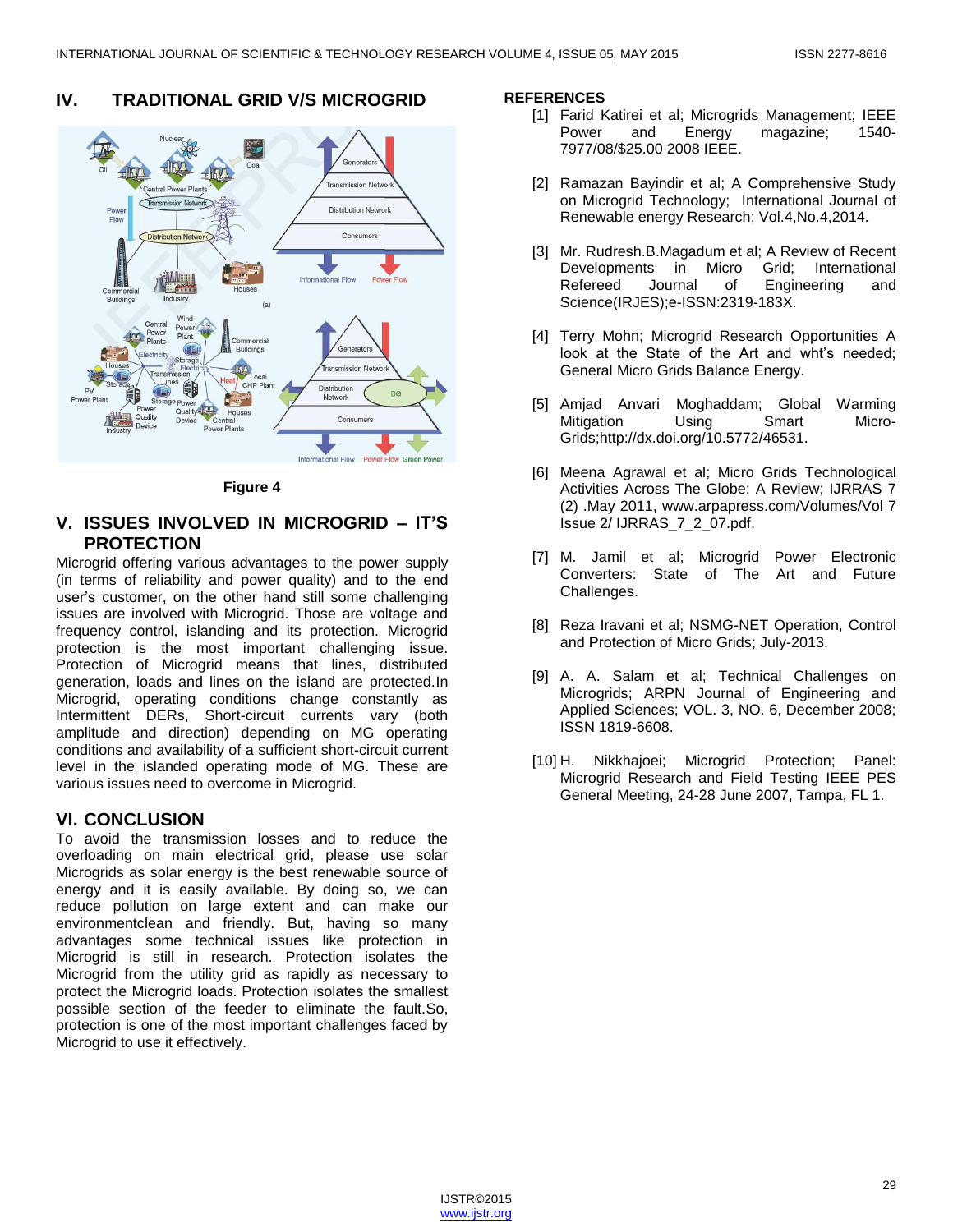## IV. TRADITIONAL GRID V/S MICROGRID

Nuclear
Oil
Coal
Central Power Plants
Transmission Network
Power Flow
Distribution Network
Commercial Buildings
Industry
Houses
Generators
Transmission Network
Distribution Network
Consumers
Informational Flow
Power Flow
(a)

Central Power Plants
Wind Power Plant
Commercial Buildings
Electricity
Storage
Houses
Electricity
Transmission Lines
Storage
Heat
Local CHP Plant
PV Power Plant
Storage
Power Quality Device
Power Quality Device
Industry
Houses
Central Power Plants
Generators
Transmission Network
Distribution Network
DG
Consumers
Informational Flow
Power Flow
Green Power

Figure 4

## V. ISSUES INVOLVED IN MICROGRID – IT'S PROTECTION

Microgrid offering various advantages to the power supply (in terms of reliability and power quality) and to the end user's customer, on the other hand still some challenging issues are involved with Microgrid. Those are voltage and frequency control, islanding and its protection. Microgrid protection is the most important challenging issue. Protection of Microgrid means that lines, distributed generation, loads and lines on the island are protected.In Microgrid, operating conditions change constantly as Intermittent DERs, Short-circuit currents vary (both amplitude and direction) depending on MG operating conditions and availability of a sufficient short-circuit current level in the islanded operating mode of MG. These are various issues need to overcome in Microgrid.

## VI. CONCLUSION

To avoid the transmission losses and to reduce the overloading on main electrical grid, please use solar Micrograds as solar energy is the best renewable source of energy and it is easily available. By doing so, we can reduce pollution on large extent and can make our environmentclean and friendly. But, having so many advantages some technical issues like protection in Microgrid is still in research. Protection isolates the Microgrid from the utility grid as rapidly as necessary to protect the Microgrid loads. Protection isolates the smallest possible section of the feeder to eliminate the fault.So, protection is one of the most important challenges faced by Microgrid to use it effectively.

## REFERENCES

[1] Farid Katirei et al; Micrograds Management; IEEE Power and Energy magazine; 1540-7977/08/$25.00 2008 IEEE.

[2] Ramazan Bayindir et al; A Comprehensive Study on Microgrid Technology; International Journal of Renewable energy Research; Vol.4,No.4,2014.

[3] Mr. Rudresh.B.Magadum et al; A Review of Recent Developments in Micro Grid; International Refereed Journal of Engineering and Science(IRJES);e-ISSN:2319-183X.

[4] Terry Mohn; Microgrid Research Opportunities A look at the State of the Art and wht's needed; General Micro Grids Balance Energy.

[5] Amjad Anvari Moghaddam; Global Warming Mitigation Using Smart Micro-Grids;http://dx.doi.org/10.5772/46531.

[6] Meena Agrawal et al; Micro Grids Technological Activities Across The Globe: A Review; IJRRAS 7 (2) .May 2011, www.arpapress.com/Volumes/Vol 7 Issue 2/ IJRRAS_7_2_07.pdf.

[7] M. Jamil et al; Microgrid Power Electronic Converters: State of The Art and Future Challenges.

[8] Reza Iravani et al; NSMG-NET Operation, Control and Protection of Micro Grids; July-2013.

[9] A. A. Salam et al; Technical Challenges on Microgrids; ARPN Journal of Engineering and Applied Sciences; VOL. 3, NO. 6, December 2008; ISSN 1819-6608.

[10] H. Nikkhajoei; Microgrid Protection; Panel: Microgrid Research and Field Testing IEEE PES General Meeting, 24-28 June 2007, Tampa, FL 1.